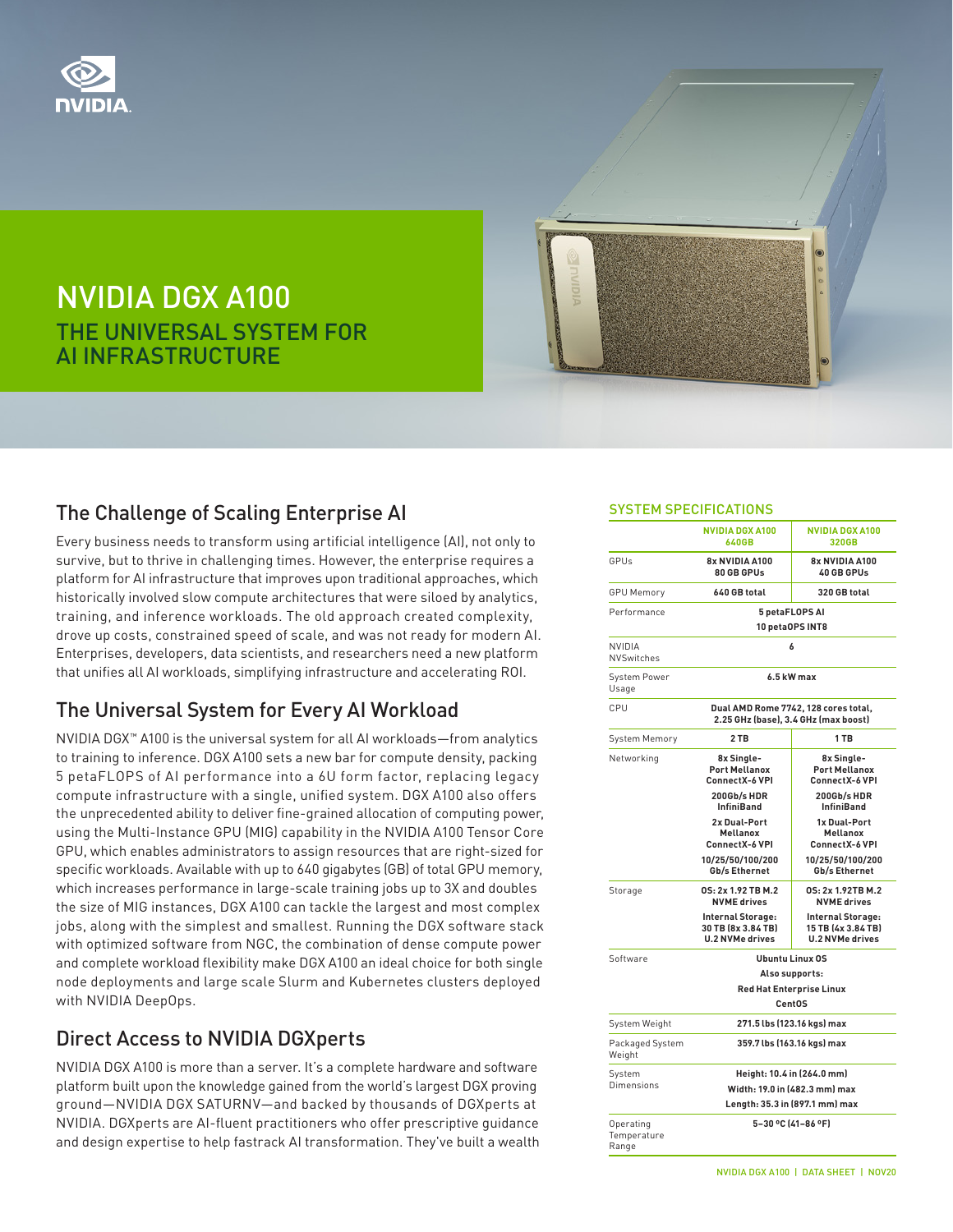# NVIDIA DGX A100

## THE UNIVERSAL SYSTEM FOR AI INFRASTRUCTURE

## The Challenge of Scaling Enterprise AI

Every business needs to transform using artificial intelligence (AI), not only to survive, but to thrive in challenging times. However, the enterprise requires a platform for AI infrastructure that improves upon traditional approaches, which historically involved slow compute architectures that were siloed by analytics, training, and inference workloads. The old approach created complexity, drove up costs, constrained speed of scale, and was not ready for modern AI. Enterprises, developers, data scientists, and researchers need a new platform that unifies all AI workloads, simplifying infrastructure and accelerating ROI.

## The Universal System for Every AI Workload

NVIDIA DGX™ A100 is the universal system for all AI workloads—from analytics to training to inference. DGX A100 sets a new bar for compute density, packing 5 petaFLOPS of AI performance into a 6U form factor, replacing legacy compute infrastructure with a single, unified system. DGX A100 also offers the unprecedented ability to deliver fine-grained allocation of computing power, using the Multi-Instance GPU (MIG) capability in the NVIDIA A100 Tensor Core GPU, which enables administrators to assign resources that are right-sized for specific workloads. Available with up to 640 gigabytes (GB) of total GPU memory, which increases performance in large-scale training jobs up to 3X and doubles the size of MIG instances, DGX A100 can tackle the largest and most complex jobs, along with the simplest and smallest. Running the DGX software stack with optimized software from NGC, the combination of dense compute power and complete workload flexibility make DGX A100 an ideal choice for both single node deployments and large scale Slurm and Kubernetes clusters deployed with NVIDIA DeepOps.

## Direct Access to NVIDIA DGXperts

NVIDIA DGX A100 is more than a server. It's a complete hardware and software platform built upon the knowledge gained from the world's largest DGX proving ground—NVIDIA DGX SATURNV—and backed by thousands of DGXperts at NVIDIA. DGXperts are AI-fluent practitioners who offer prescriptive guidance and design expertise to help fastrack AI transformation. They've built a wealth

### SYSTEM SPECIFICATIONS

| | NVIDIA DGX A100 640GB | NVIDIA DGX A100 320GB |
|---|---|---|
| GPUs | 8x NVIDIA A100 80 GB GPUs | 8x NVIDIA A100 40 GB GPUs |
| GPU Memory | 640 GB total | 320 GB total |
| Performance | 5 petaFLOPS AI<br>10 petaOPS INT8 | |
| NVIDIA NVSwitches | 6 | |
| System Power Usage | 6.5 kW max | |
| CPU | Dual AMD Rome 7742, 128 cores total, 2.25 GHz (base), 3.4 GHz (max boost) | |
| System Memory | 2 TB | 1 TB |
| Networking | 8x Single-Port Mellanox ConnectX-6 VPI<br>200Gb/s HDR InfiniBand<br>2x Dual-Port Mellanox ConnectX-6 VPI<br>10/25/50/100/200 Gb/s Ethernet | 8x Single-Port Mellanox ConnectX-6 VPI<br>200Gb/s HDR InfiniBand<br>1x Dual-Port Mellanox ConnectX-6 VPI<br>10/25/50/100/200 Gb/s Ethernet |
| Storage | OS: 2x 1.92 TB M.2 NVME drives<br>Internal Storage: 30 TB (8x 3.84 TB) U.2 NVMe drives | OS: 2x 1.92TB M.2 NVME drives<br>Internal Storage: 15 TB (4x 3.84 TB) U.2 NVMe drives |
| Software | Ubuntu Linux OS<br>Also supports:<br>Red Hat Enterprise Linux<br>CentOS | |
| System Weight | 271.5 lbs (123.16 kgs) max | |
| Packaged System Weight | 359.7 lbs (163.16 kgs) max | |
| System Dimensions | Height: 10.4 in (264.0 mm)<br>Width: 19.0 in (482.3 mm) max<br>Length: 35.3 in (897.1 mm) max | |
| Operating Temperature Range | 5–30 ºC (41–86 ºF) | |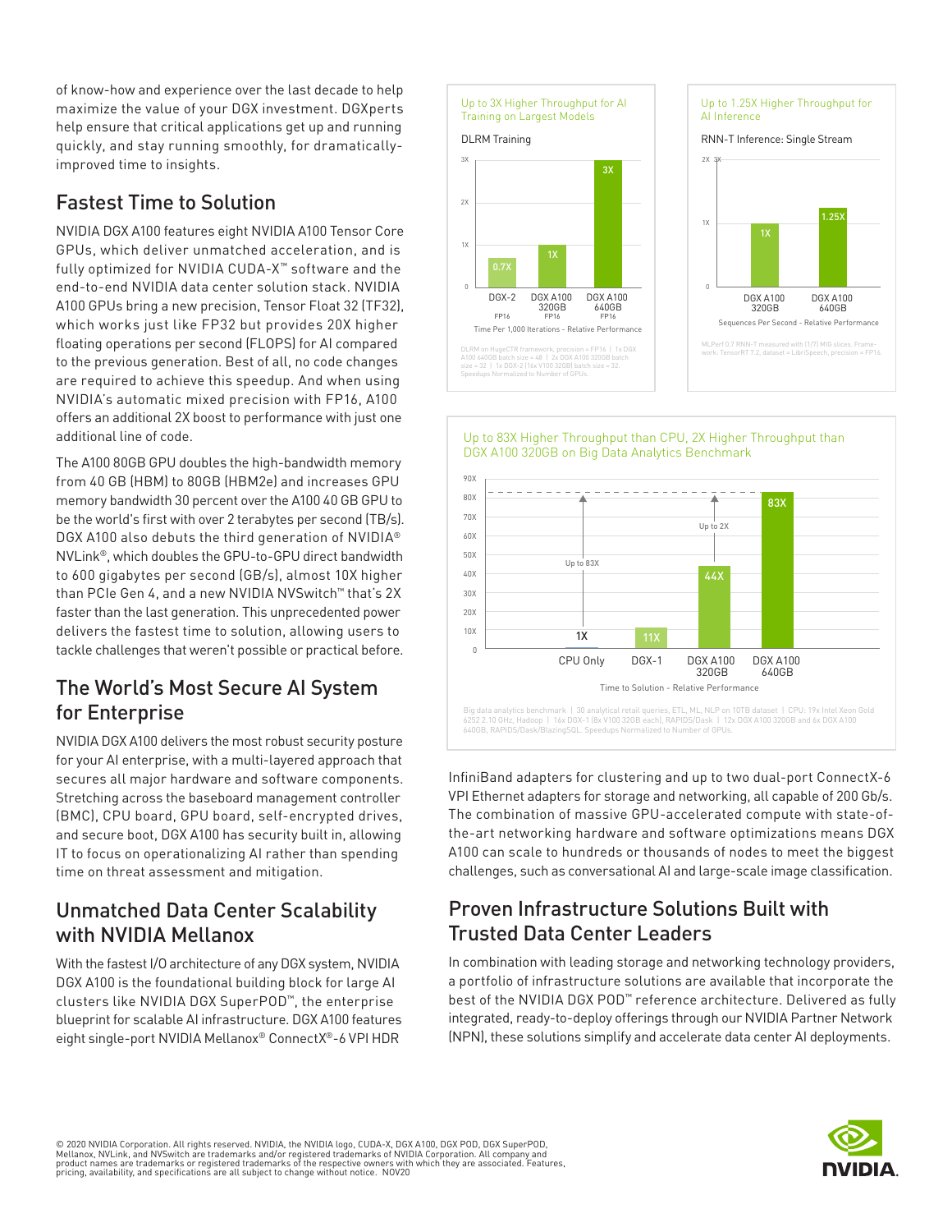of know-how and experience over the last decade to help maximize the value of your DGX investment. DGXperts help ensure that critical applications get up and running quickly, and stay running smoothly, for dramatically-improved time to insights.

## Fastest Time to Solution

NVIDIA DGX A100 features eight NVIDIA A100 Tensor Core GPUs, which deliver unmatched acceleration, and is fully optimized for NVIDIA CUDA-X™ software and the end-to-end NVIDIA data center solution stack. NVIDIA A100 GPUs bring a new precision, Tensor Float 32 (TF32), which works just like FP32 but provides 20X higher floating operations per second (FLOPS) for AI compared to the previous generation. Best of all, no code changes are required to achieve this speedup. And when using NVIDIA's automatic mixed precision with FP16, A100 offers an additional 2X boost to performance with just one additional line of code.

The A100 80GB GPU doubles the high-bandwidth memory from 40 GB (HBM) to 80GB (HBM2e) and increases GPU memory bandwidth 30 percent over the A100 40 GB GPU to be the world's first with over 2 terabytes per second (TB/s). DGX A100 also debuts the third generation of NVIDIA® NVLink®, which doubles the GPU-to-GPU direct bandwidth to 600 gigabytes per second (GB/s), almost 10X higher than PCIe Gen 4, and a new NVIDIA NVSwitch™ that's 2X faster than the last generation. This unprecedented power delivers the fastest time to solution, allowing users to tackle challenges that weren't possible or practical before.

## The World's Most Secure AI System for Enterprise

NVIDIA DGX A100 delivers the most robust security posture for your AI enterprise, with a multi-layered approach that secures all major hardware and software components. Stretching across the baseboard management controller (BMC), CPU board, GPU board, self-encrypted drives, and secure boot, DGX A100 has security built in, allowing IT to focus on operationalizing AI rather than spending time on threat assessment and mitigation.

## Unmatched Data Center Scalability with NVIDIA Mellanox

With the fastest I/O architecture of any DGX system, NVIDIA DGX A100 is the foundational building block for large AI clusters like NVIDIA DGX SuperPOD™, the enterprise blueprint for scalable AI infrastructure. DGX A100 features eight single-port NVIDIA Mellanox® ConnectX®-6 VPI HDR InfiniBand adapters for clustering and up to two dual-port ConnectX-6 VPI Ethernet adapters for storage and networking, all capable of 200 Gb/s. The combination of massive GPU-accelerated compute with state-of-the-art networking hardware and software optimizations means DGX A100 can scale to hundreds or thousands of nodes to meet the biggest challenges, such as conversational AI and large-scale image classification.

Up to 3X Higher Throughput for AI Training on Largest Models

DLRM Training

3X
2X
1X
0

0.7X
1X
3X

DGX-2 FP16
DGX A100 320GB FP16
DGX A100 640GB FP16

Time Per 1,000 Iterations - Relative Performance

DLRM on HugeCTR framework, precision = FP16 | 1x DGX A100 640GB batch size = 48 | 2x DGX A100 320GB batch size = 32 | 1x DGX-2 (16x V100 32GB) batch size = 32. Speedups Normalized to Number of GPUs.

Up to 1.25X Higher Throughput for AI Inference

RNN-T Inference: Single Stream

2X 3X
1X
0

1X
1.25X

DGX A100 320GB
DGX A100 640GB

Sequences Per Second - Relative Performance

MLPerf 0.7 RNN-T measured with (1/7) MIG slices. Framework: TensorRT 7.2, dataset = LibriSpeech, precision = FP16.

Up to 83X Higher Throughput than CPU, 2X Higher Throughput than DGX A100 320GB on Big Data Analytics Benchmark

90X
80X
70X
60X
50X
40X
30X
20X
10X
0

Up to 83X
Up to 2X

1X
11X
44X
83X

CPU Only
DGX-1
DGX A100 320GB
DGX A100 640GB

Time to Solution - Relative Performance

Big data analytics benchmark | 30 analytical retail queries, ETL, ML, NLP on 10TB dataset | CPU: 19x Intel Xeon Gold 6252 2.10 GHz, Hadoop | 16x DGX-1 (8x V100 32GB each), RAPIDS/Dask | 12x DGX A100 320GB and 6x DGX A100 640GB, RAPIDS/Dask/BlazingSQL. Speedups Normalized to Number of GPUs.

## Proven Infrastructure Solutions Built with Trusted Data Center Leaders

In combination with leading storage and networking technology providers, a portfolio of infrastructure solutions are available that incorporate the best of the NVIDIA DGX POD™ reference architecture. Delivered as fully integrated, ready-to-deploy offerings through our NVIDIA Partner Network (NPN), these solutions simplify and accelerate data center AI deployments.

© 2020 NVIDIA Corporation. All rights reserved. NVIDIA, the NVIDIA logo, CUDA-X, DGX A100, DGX POD, DGX SuperPOD, Mellanox, NVLink, and NVSwitch are trademarks and/or registered trademarks of NVIDIA Corporation. All company and product names are trademarks or registered trademarks of the respective owners with which they are associated. Features, pricing, availability, and specifications are all subject to change without notice. NOV20